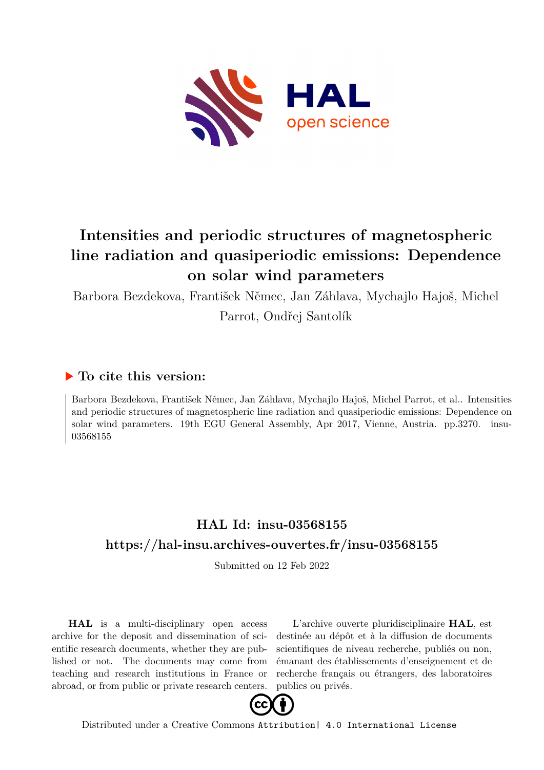# Intensities and periodic structures of magnetospheric line radiation and quasiperiodic emissions: Dependence on solar wind parameters

Barbora Bezdekova, František Němec, Jan Záhlava, Mychajlo Hajoš, Michel Parrot, Ondřej Santolík

## ▶ To cite this version:

Barbora Bezdekova, František Němec, Jan Záhlava, Mychajlo Hajoš, Michel Parrot, et al.. Intensities and periodic structures of magnetospheric line radiation and quasiperiodic emissions: Dependence on solar wind parameters. 19th EGU General Assembly, Apr 2017, Vienne, Austria. pp.3270. insu-03568155

## HAL Id: insu-03568155

## https://hal-insu.archives-ouvertes.fr/insu-03568155

Submitted on 12 Feb 2022

**HAL** is a multi-disciplinary open access archive for the deposit and dissemination of scientific research documents, whether they are published or not. The documents may come from teaching and research institutions in France or abroad, or from public or private research centers.

L'archive ouverte pluridisciplinaire **HAL**, est destinée au dépôt et à la diffusion de documents scientifiques de niveau recherche, publiés ou non, émanant des établissements d'enseignement et de recherche français ou étrangers, des laboratoires publics ou privés.

Distributed under a Creative Commons Attribution| 4.0 International License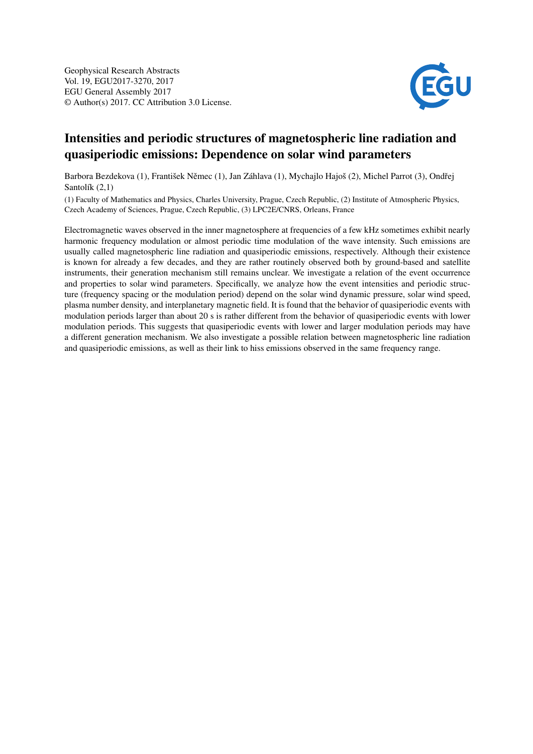Geophysical Research Abstracts
Vol. 19, EGU2017-3270, 2017
EGU General Assembly 2017
© Author(s) 2017. CC Attribution 3.0 License.

# Intensities and periodic structures of magnetospheric line radiation and quasiperiodic emissions: Dependence on solar wind parameters

Barbora Bezdekova (1), František Němec (1), Jan Záhlava (1), Mychajlo Hajoš (2), Michel Parrot (3), Ondřej Santolík (2,1)

(1) Faculty of Mathematics and Physics, Charles University, Prague, Czech Republic, (2) Institute of Atmospheric Physics, Czech Academy of Sciences, Prague, Czech Republic, (3) LPC2E/CNRS, Orleans, France

Electromagnetic waves observed in the inner magnetosphere at frequencies of a few kHz sometimes exhibit nearly harmonic frequency modulation or almost periodic time modulation of the wave intensity. Such emissions are usually called magnetospheric line radiation and quasiperiodic emissions, respectively. Although their existence is known for already a few decades, and they are rather routinely observed both by ground-based and satellite instruments, their generation mechanism still remains unclear. We investigate a relation of the event occurrence and properties to solar wind parameters. Specifically, we analyze how the event intensities and periodic structure (frequency spacing or the modulation period) depend on the solar wind dynamic pressure, solar wind speed, plasma number density, and interplanetary magnetic field. It is found that the behavior of quasiperiodic events with modulation periods larger than about 20 s is rather different from the behavior of quasiperiodic events with lower modulation periods. This suggests that quasiperiodic events with lower and larger modulation periods may have a different generation mechanism. We also investigate a possible relation between magnetospheric line radiation and quasiperiodic emissions, as well as their link to hiss emissions observed in the same frequency range.